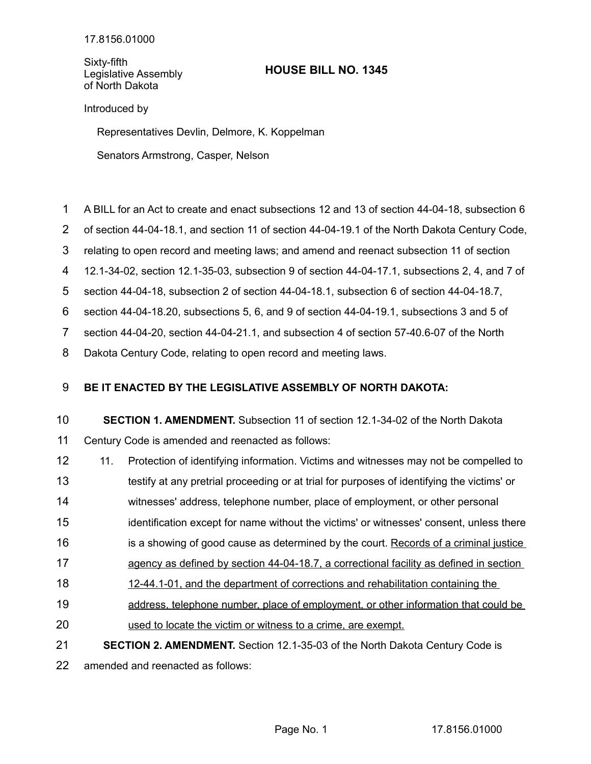17.8156.01000

Sixty-fifth
Legislative Assembly
of North Dakota

# HOUSE BILL NO. 1345

Introduced by

Representatives Devlin, Delmore, K. Koppelman

Senators Armstrong, Casper, Nelson

A BILL for an Act to create and enact subsections 12 and 13 of section 44-04-18, subsection 6 of section 44-04-18.1, and section 11 of section 44-04-19.1 of the North Dakota Century Code, relating to open record and meeting laws; and amend and reenact subsection 11 of section 12.1-34-02, section 12.1-35-03, subsection 9 of section 44-04-17.1, subsections 2, 4, and 7 of section 44-04-18, subsection 2 of section 44-04-18.1, subsection 6 of section 44-04-18.7, section 44-04-18.20, subsections 5, 6, and 9 of section 44-04-19.1, subsections 3 and 5 of section 44-04-20, section 44-04-21.1, and subsection 4 of section 57-40.6-07 of the North Dakota Century Code, relating to open record and meeting laws.

**BE IT ENACTED BY THE LEGISLATIVE ASSEMBLY OF NORTH DAKOTA:**

**SECTION 1. AMENDMENT.** Subsection 11 of section 12.1-34-02 of the North Dakota Century Code is amended and reenacted as follows:

11. Protection of identifying information. Victims and witnesses may not be compelled to testify at any pretrial proceeding or at trial for purposes of identifying the victims' or witnesses' address, telephone number, place of employment, or other personal identification except for name without the victims' or witnesses' consent, unless there is a showing of good cause as determined by the court. <u>Records of a criminal justice agency as defined by section 44-04-18.7, a correctional facility as defined in section 12-44.1-01, and the department of corrections and rehabilitation containing the address, telephone number, place of employment, or other information that could be used to locate the victim or witness to a crime, are exempt.</u>

**SECTION 2. AMENDMENT.** Section 12.1-35-03 of the North Dakota Century Code is amended and reenacted as follows: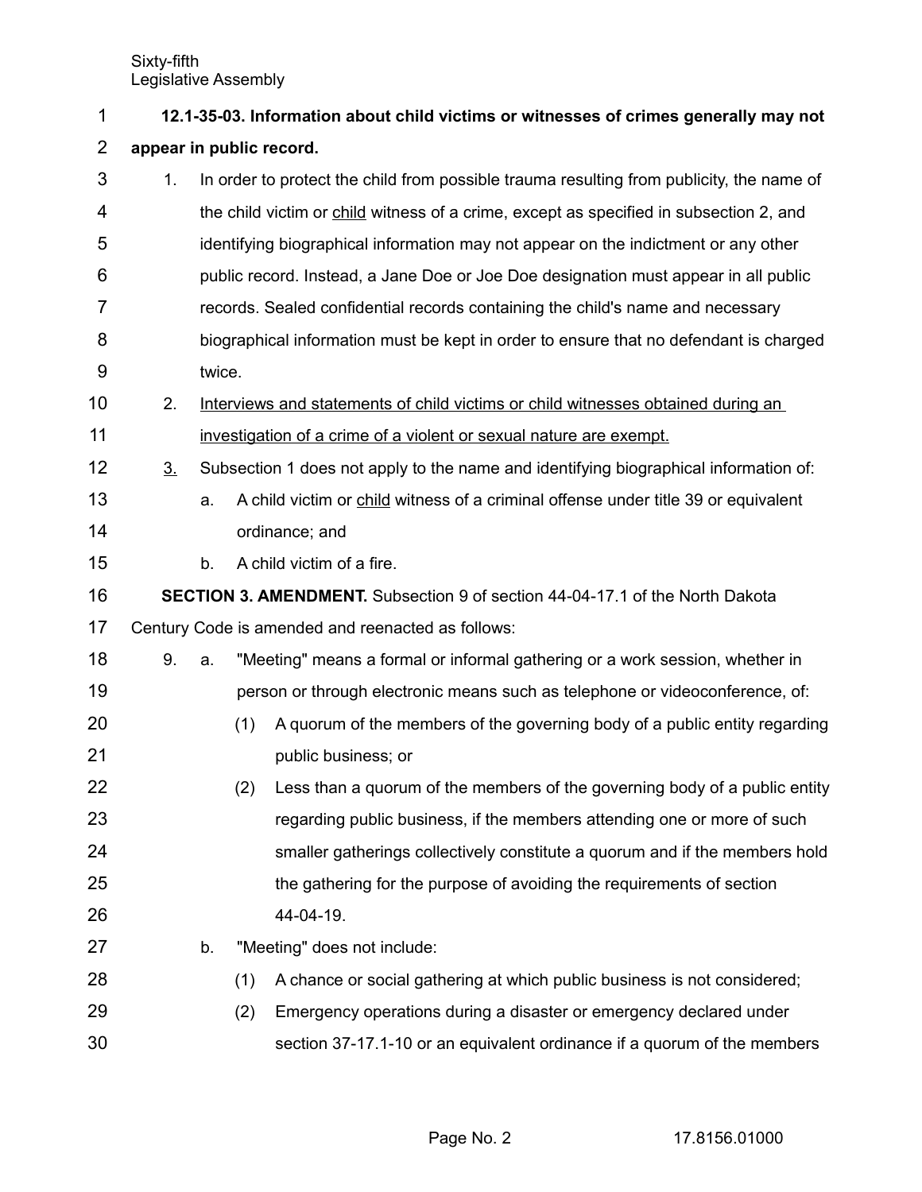**12.1-35-03. Information about child victims or witnesses of crimes generally may not appear in public record.**

1. In order to protect the child from possible trauma resulting from publicity, the name of the child victim or child witness of a crime, except as specified in subsection 2, and identifying biographical information may not appear on the indictment or any other public record. Instead, a Jane Doe or Joe Doe designation must appear in all public records. Sealed confidential records containing the child's name and necessary biographical information must be kept in order to ensure that no defendant is charged twice.
2. Interviews and statements of child victims or child witnesses obtained during an investigation of a crime of a violent or sexual nature are exempt.
3. Subsection 1 does not apply to the name and identifying biographical information of:
   a. A child victim or child witness of a criminal offense under title 39 or equivalent ordinance; and
   b. A child victim of a fire.

**SECTION 3. AMENDMENT.** Subsection 9 of section 44-04-17.1 of the North Dakota Century Code is amended and reenacted as follows:

9. a. "Meeting" means a formal or informal gathering or a work session, whether in person or through electronic means such as telephone or videoconference, of:
      (1) A quorum of the members of the governing body of a public entity regarding public business; or
      (2) Less than a quorum of the members of the governing body of a public entity regarding public business, if the members attending one or more of such smaller gatherings collectively constitute a quorum and if the members hold the gathering for the purpose of avoiding the requirements of section 44-04-19.
   b. "Meeting" does not include:
      (1) A chance or social gathering at which public business is not considered;
      (2) Emergency operations during a disaster or emergency declared under section 37-17.1-10 or an equivalent ordinance if a quorum of the members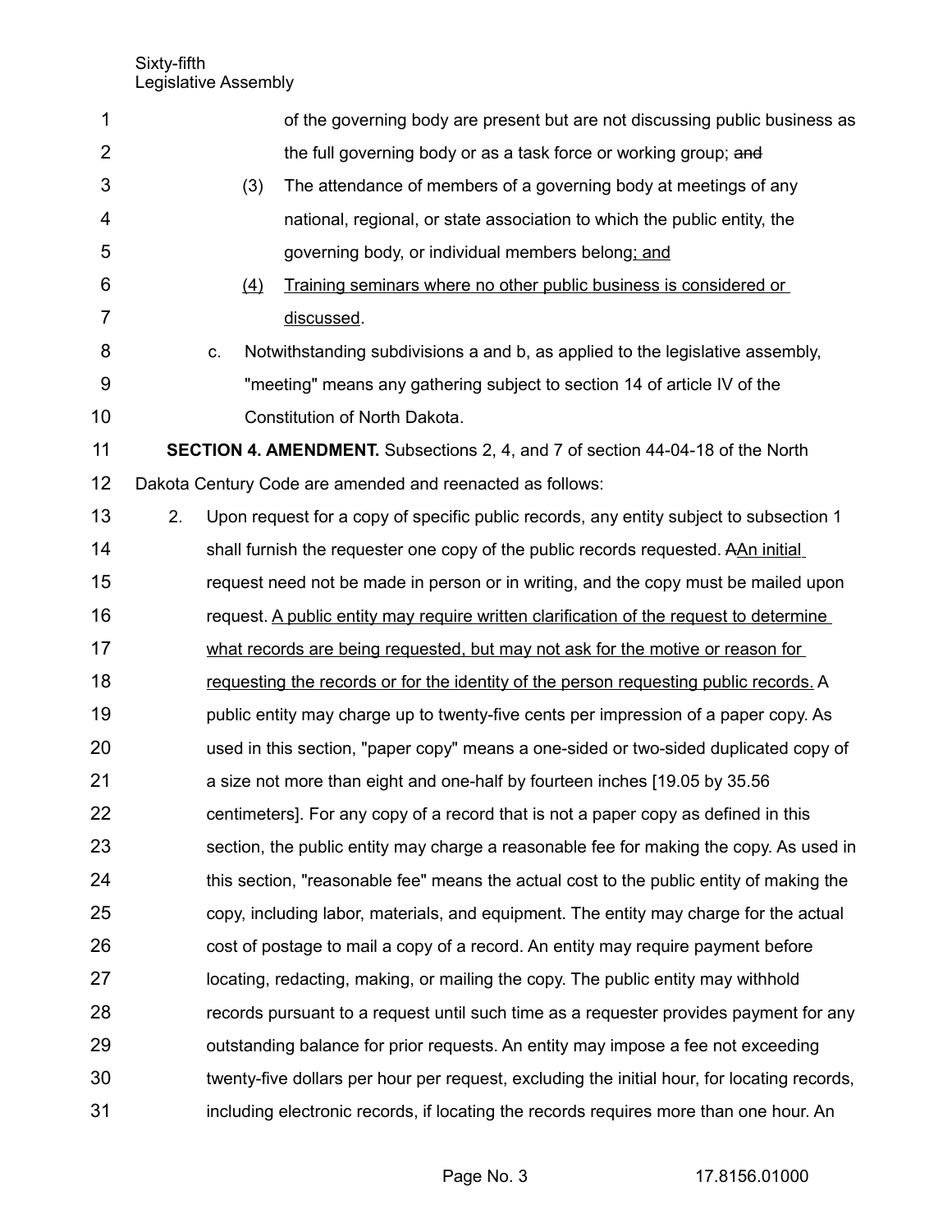of the governing body are present but are not discussing public business as the full governing body or as a task force or working group; ~~and~~

(3) The attendance of members of a governing body at meetings of any national, regional, or state association to which the public entity, the governing body, or individual members belong<u>; and</u>

<u>(4)</u> <u>Training seminars where no other public business is considered or discussed</u>.

c. Notwithstanding subdivisions a and b, as applied to the legislative assembly, "meeting" means any gathering subject to section 14 of article IV of the Constitution of North Dakota.

**SECTION 4. AMENDMENT.** Subsections 2, 4, and 7 of section 44-04-18 of the North Dakota Century Code are amended and reenacted as follows:

2. Upon request for a copy of specific public records, any entity subject to subsection 1 shall furnish the requester one copy of the public records requested. ~~A~~<u>An initial</u> request need not be made in person or in writing, and the copy must be mailed upon request. <u>A public entity may require written clarification of the request to determine what records are being requested, but may not ask for the motive or reason for requesting the records or for the identity of the person requesting public records.</u> A public entity may charge up to twenty-five cents per impression of a paper copy. As used in this section, "paper copy" means a one-sided or two-sided duplicated copy of a size not more than eight and one-half by fourteen inches [19.05 by 35.56 centimeters]. For any copy of a record that is not a paper copy as defined in this section, the public entity may charge a reasonable fee for making the copy. As used in this section, "reasonable fee" means the actual cost to the public entity of making the copy, including labor, materials, and equipment. The entity may charge for the actual cost of postage to mail a copy of a record. An entity may require payment before locating, redacting, making, or mailing the copy. The public entity may withhold records pursuant to a request until such time as a requester provides payment for any outstanding balance for prior requests. An entity may impose a fee not exceeding twenty-five dollars per hour per request, excluding the initial hour, for locating records, including electronic records, if locating the records requires more than one hour. An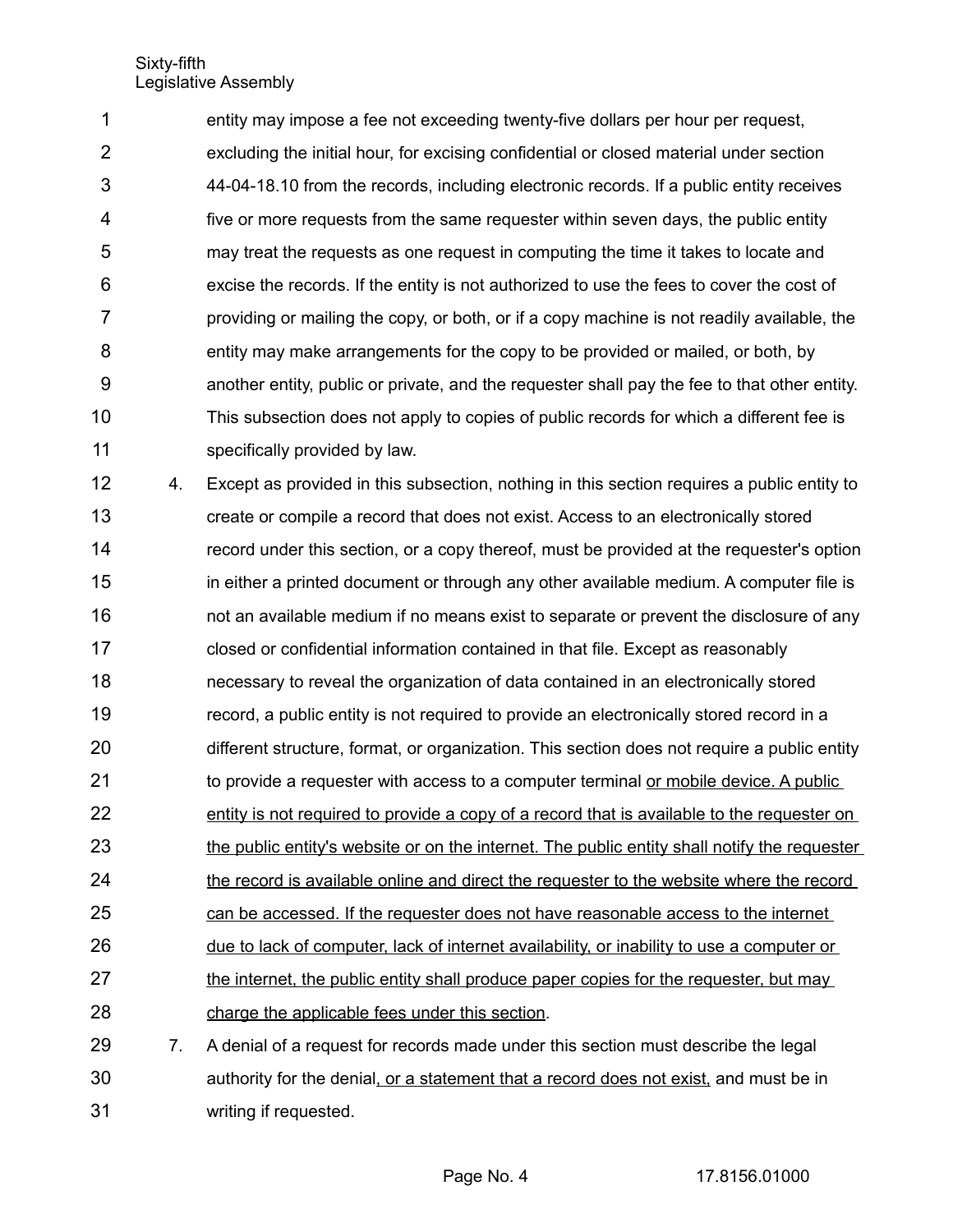entity may impose a fee not exceeding twenty-five dollars per hour per request, excluding the initial hour, for excising confidential or closed material under section 44-04-18.10 from the records, including electronic records. If a public entity receives five or more requests from the same requester within seven days, the public entity may treat the requests as one request in computing the time it takes to locate and excise the records. If the entity is not authorized to use the fees to cover the cost of providing or mailing the copy, or both, or if a copy machine is not readily available, the entity may make arrangements for the copy to be provided or mailed, or both, by another entity, public or private, and the requester shall pay the fee to that other entity. This subsection does not apply to copies of public records for which a different fee is specifically provided by law.

4. Except as provided in this subsection, nothing in this section requires a public entity to create or compile a record that does not exist. Access to an electronically stored record under this section, or a copy thereof, must be provided at the requester's option in either a printed document or through any other available medium. A computer file is not an available medium if no means exist to separate or prevent the disclosure of any closed or confidential information contained in that file. Except as reasonably necessary to reveal the organization of data contained in an electronically stored record, a public entity is not required to provide an electronically stored record in a different structure, format, or organization. This section does not require a public entity to provide a requester with access to a computer terminal <u>or mobile device. A public entity is not required to provide a copy of a record that is available to the requester on the public entity's website or on the internet. The public entity shall notify the requester the record is available online and direct the requester to the website where the record can be accessed. If the requester does not have reasonable access to the internet due to lack of computer, lack of internet availability, or inability to use a computer or the internet, the public entity shall produce paper copies for the requester, but may charge the applicable fees under this section</u>.

7. A denial of a request for records made under this section must describe the legal authority for the denial<u>, or a statement that a record does not exist,</u> and must be in writing if requested.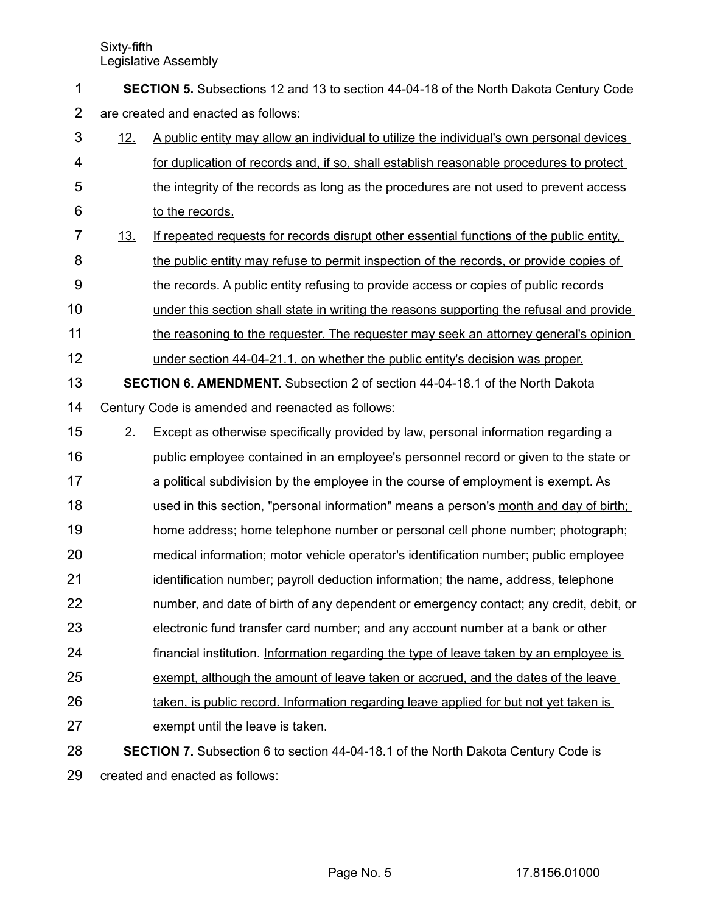**SECTION 5.** Subsections 12 and 13 to section 44-04-18 of the North Dakota Century Code are created and enacted as follows:

12. A public entity may allow an individual to utilize the individual's own personal devices for duplication of records and, if so, shall establish reasonable procedures to protect the integrity of the records as long as the procedures are not used to prevent access to the records.

13. If repeated requests for records disrupt other essential functions of the public entity, the public entity may refuse to permit inspection of the records, or provide copies of the records. A public entity refusing to provide access or copies of public records under this section shall state in writing the reasons supporting the refusal and provide the reasoning to the requester. The requester may seek an attorney general's opinion under section 44-04-21.1, on whether the public entity's decision was proper.

**SECTION 6. AMENDMENT.** Subsection 2 of section 44-04-18.1 of the North Dakota Century Code is amended and reenacted as follows:

2. Except as otherwise specifically provided by law, personal information regarding a public employee contained in an employee's personnel record or given to the state or a political subdivision by the employee in the course of employment is exempt. As used in this section, "personal information" means a person's month and day of birth; home address; home telephone number or personal cell phone number; photograph; medical information; motor vehicle operator's identification number; public employee identification number; payroll deduction information; the name, address, telephone number, and date of birth of any dependent or emergency contact; any credit, debit, or electronic fund transfer card number; and any account number at a bank or other financial institution. Information regarding the type of leave taken by an employee is exempt, although the amount of leave taken or accrued, and the dates of the leave taken, is public record. Information regarding leave applied for but not yet taken is exempt until the leave is taken.

**SECTION 7.** Subsection 6 to section 44-04-18.1 of the North Dakota Century Code is created and enacted as follows: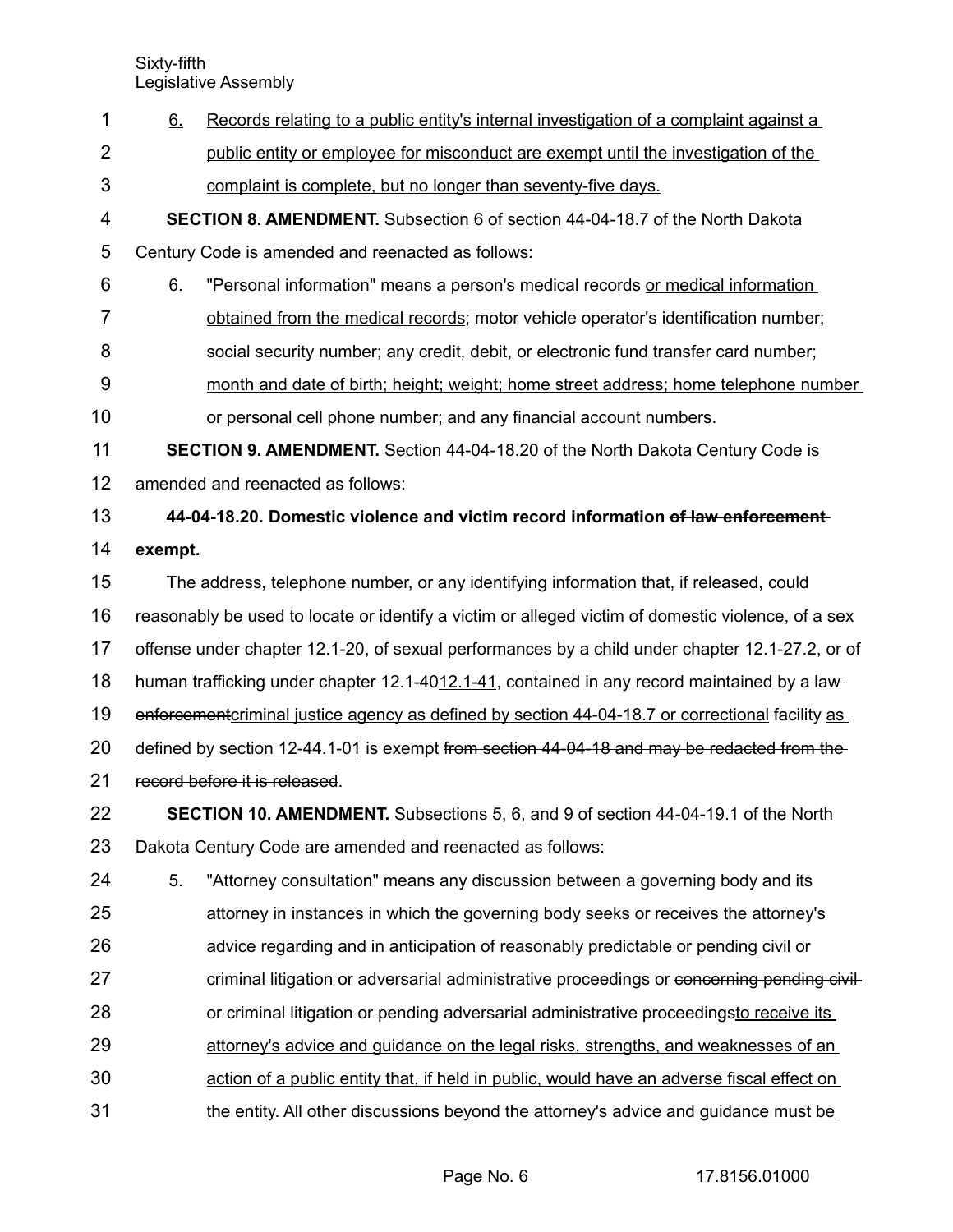6. Records relating to a public entity's internal investigation of a complaint against a public entity or employee for misconduct are exempt until the investigation of the complaint is complete, but no longer than seventy-five days.

**SECTION 8. AMENDMENT.** Subsection 6 of section 44-04-18.7 of the North Dakota Century Code is amended and reenacted as follows:

6. "Personal information" means a person's medical records or medical information obtained from the medical records; motor vehicle operator's identification number; social security number; any credit, debit, or electronic fund transfer card number; month and date of birth; height; weight; home street address; home telephone number or personal cell phone number; and any financial account numbers.

**SECTION 9. AMENDMENT.** Section 44-04-18.20 of the North Dakota Century Code is amended and reenacted as follows:

**44-04-18.20. Domestic violence and victim record information ~~of law enforcement~~ exempt.**

The address, telephone number, or any identifying information that, if released, could reasonably be used to locate or identify a victim or alleged victim of domestic violence, of a sex offense under chapter 12.1-20, of sexual performances by a child under chapter 12.1-27.2, or of human trafficking under chapter ~~12.1-40~~12.1-41, contained in any record maintained by a ~~law enforcement~~criminal justice agency as defined by section 44-04-18.7 or correctional facility as defined by section 12-44.1-01 is exempt ~~from section 44-04-18 and may be redacted from the record before it is released~~.

**SECTION 10. AMENDMENT.** Subsections 5, 6, and 9 of section 44-04-19.1 of the North Dakota Century Code are amended and reenacted as follows:

5. "Attorney consultation" means any discussion between a governing body and its attorney in instances in which the governing body seeks or receives the attorney's advice regarding and in anticipation of reasonably predictable or pending civil or criminal litigation or adversarial administrative proceedings or ~~concerning pending civil or criminal litigation or pending adversarial administrative proceedings~~to receive its attorney's advice and guidance on the legal risks, strengths, and weaknesses of an action of a public entity that, if held in public, would have an adverse fiscal effect on the entity. All other discussions beyond the attorney's advice and guidance must be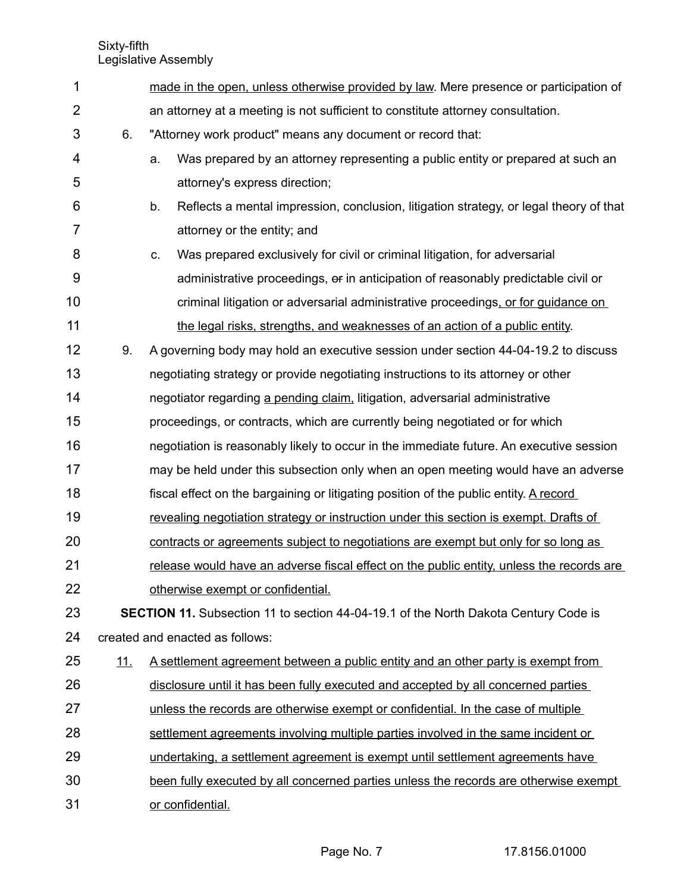made in the open, unless otherwise provided by law. Mere presence or participation of an attorney at a meeting is not sufficient to constitute attorney consultation.

6. "Attorney work product" means any document or record that:

   a. Was prepared by an attorney representing a public entity or prepared at such an attorney's express direction;

   b. Reflects a mental impression, conclusion, litigation strategy, or legal theory of that attorney or the entity; and

   c. Was prepared exclusively for civil or criminal litigation, for adversarial administrative proceedings, ~~or~~ in anticipation of reasonably predictable civil or criminal litigation or adversarial administrative proceedings, or for guidance on the legal risks, strengths, and weaknesses of an action of a public entity.

9. A governing body may hold an executive session under section 44-04-19.2 to discuss negotiating strategy or provide negotiating instructions to its attorney or other negotiator regarding a pending claim, litigation, adversarial administrative proceedings, or contracts, which are currently being negotiated or for which negotiation is reasonably likely to occur in the immediate future. An executive session may be held under this subsection only when an open meeting would have an adverse fiscal effect on the bargaining or litigating position of the public entity. A record revealing negotiation strategy or instruction under this section is exempt. Drafts of contracts or agreements subject to negotiations are exempt but only for so long as release would have an adverse fiscal effect on the public entity, unless the records are otherwise exempt or confidential.

**SECTION 11.** Subsection 11 to section 44-04-19.1 of the North Dakota Century Code is created and enacted as follows:

11. A settlement agreement between a public entity and an other party is exempt from disclosure until it has been fully executed and accepted by all concerned parties unless the records are otherwise exempt or confidential. In the case of multiple settlement agreements involving multiple parties involved in the same incident or undertaking, a settlement agreement is exempt until settlement agreements have been fully executed by all concerned parties unless the records are otherwise exempt or confidential.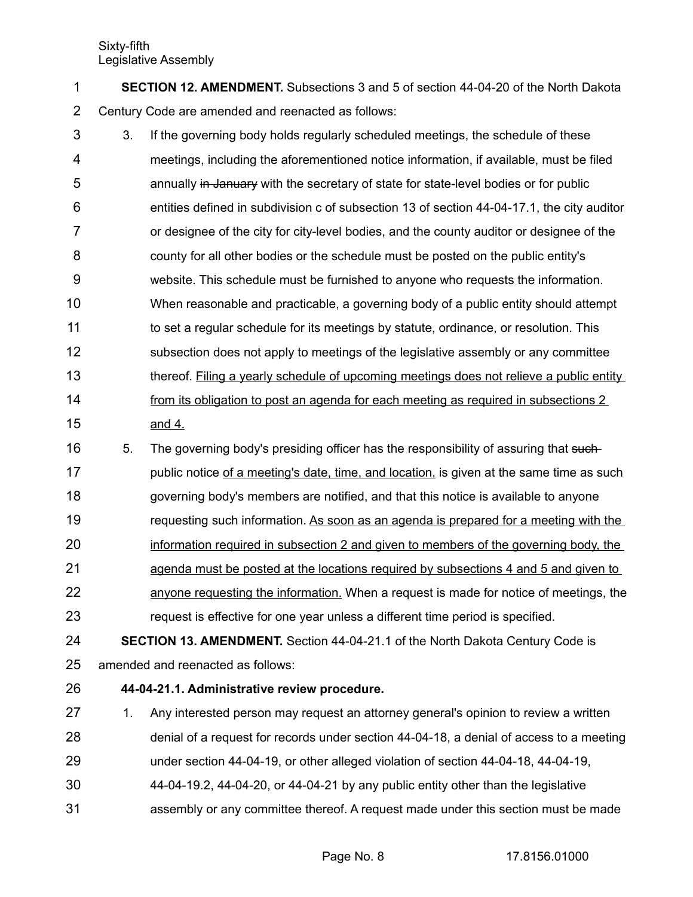**SECTION 12. AMENDMENT.** Subsections 3 and 5 of section 44-04-20 of the North Dakota Century Code are amended and reenacted as follows:

3. If the governing body holds regularly scheduled meetings, the schedule of these meetings, including the aforementioned notice information, if available, must be filed annually ~~in January~~ with the secretary of state for state-level bodies or for public entities defined in subdivision c of subsection 13 of section 44-04-17.1, the city auditor or designee of the city for city-level bodies, and the county auditor or designee of the county for all other bodies or the schedule must be posted on the public entity's website. This schedule must be furnished to anyone who requests the information. When reasonable and practicable, a governing body of a public entity should attempt to set a regular schedule for its meetings by statute, ordinance, or resolution. This subsection does not apply to meetings of the legislative assembly or any committee thereof. <u>Filing a yearly schedule of upcoming meetings does not relieve a public entity from its obligation to post an agenda for each meeting as required in subsections 2 and 4.</u>

5. The governing body's presiding officer has the responsibility of assuring that ~~such~~ public notice <u>of a meeting's date, time, and location,</u> is given at the same time as such governing body's members are notified, and that this notice is available to anyone requesting such information. <u>As soon as an agenda is prepared for a meeting with the information required in subsection 2 and given to members of the governing body, the agenda must be posted at the locations required by subsections 4 and 5 and given to anyone requesting the information.</u> When a request is made for notice of meetings, the request is effective for one year unless a different time period is specified.

**SECTION 13. AMENDMENT.** Section 44-04-21.1 of the North Dakota Century Code is amended and reenacted as follows:

**44-04-21.1. Administrative review procedure.**

1. Any interested person may request an attorney general's opinion to review a written denial of a request for records under section 44-04-18, a denial of access to a meeting under section 44-04-19, or other alleged violation of section 44-04-18, 44-04-19, 44-04-19.2, 44-04-20, or 44-04-21 by any public entity other than the legislative assembly or any committee thereof. A request made under this section must be made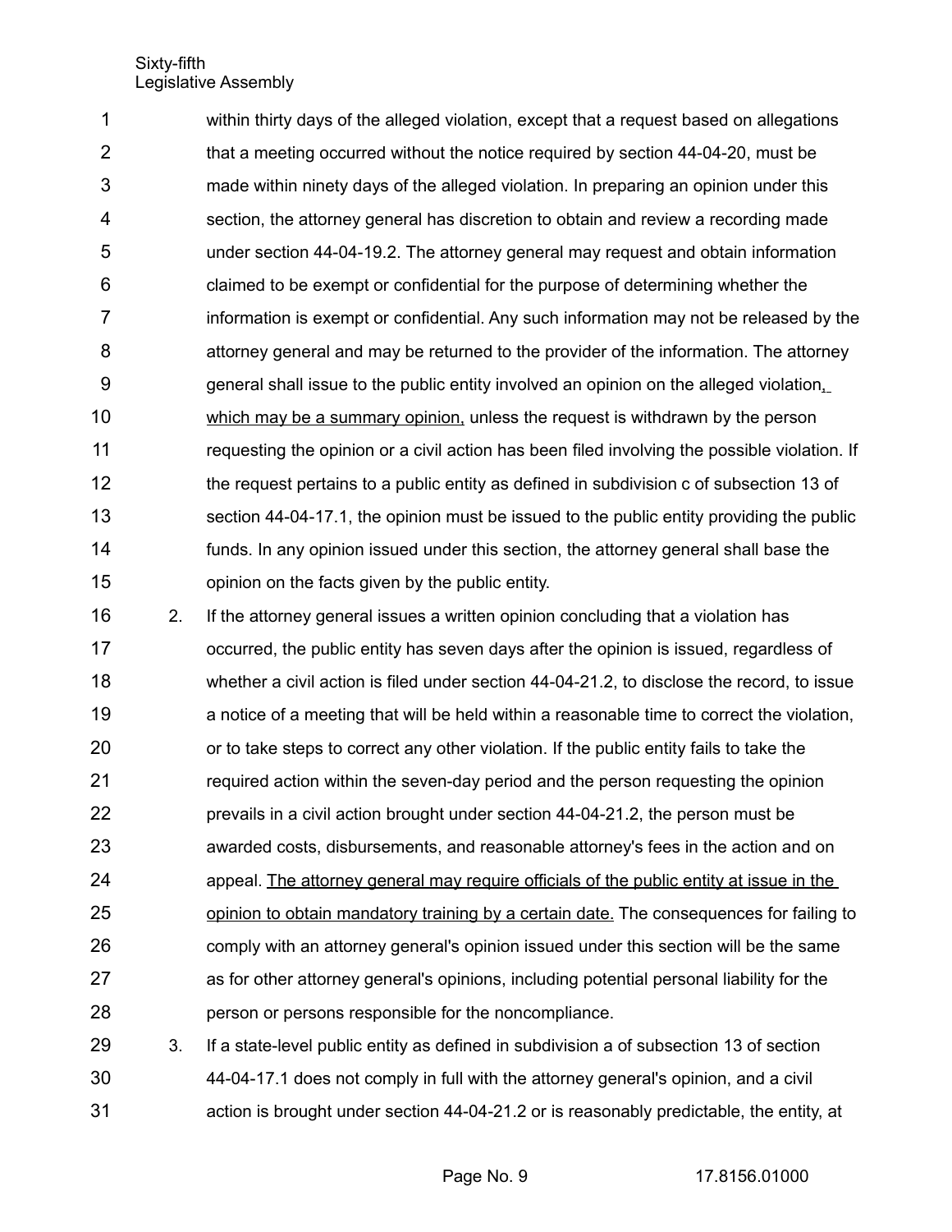within thirty days of the alleged violation, except that a request based on allegations that a meeting occurred without the notice required by section 44-04-20, must be made within ninety days of the alleged violation. In preparing an opinion under this section, the attorney general has discretion to obtain and review a recording made under section 44-04-19.2. The attorney general may request and obtain information claimed to be exempt or confidential for the purpose of determining whether the information is exempt or confidential. Any such information may not be released by the attorney general and may be returned to the provider of the information. The attorney general shall issue to the public entity involved an opinion on the alleged violation, which may be a summary opinion, unless the request is withdrawn by the person requesting the opinion or a civil action has been filed involving the possible violation. If the request pertains to a public entity as defined in subdivision c of subsection 13 of section 44-04-17.1, the opinion must be issued to the public entity providing the public funds. In any opinion issued under this section, the attorney general shall base the opinion on the facts given by the public entity.

2. If the attorney general issues a written opinion concluding that a violation has occurred, the public entity has seven days after the opinion is issued, regardless of whether a civil action is filed under section 44-04-21.2, to disclose the record, to issue a notice of a meeting that will be held within a reasonable time to correct the violation, or to take steps to correct any other violation. If the public entity fails to take the required action within the seven-day period and the person requesting the opinion prevails in a civil action brought under section 44-04-21.2, the person must be awarded costs, disbursements, and reasonable attorney's fees in the action and on appeal. The attorney general may require officials of the public entity at issue in the opinion to obtain mandatory training by a certain date. The consequences for failing to comply with an attorney general's opinion issued under this section will be the same as for other attorney general's opinions, including potential personal liability for the person or persons responsible for the noncompliance.

3. If a state-level public entity as defined in subdivision a of subsection 13 of section 44-04-17.1 does not comply in full with the attorney general's opinion, and a civil action is brought under section 44-04-21.2 or is reasonably predictable, the entity, at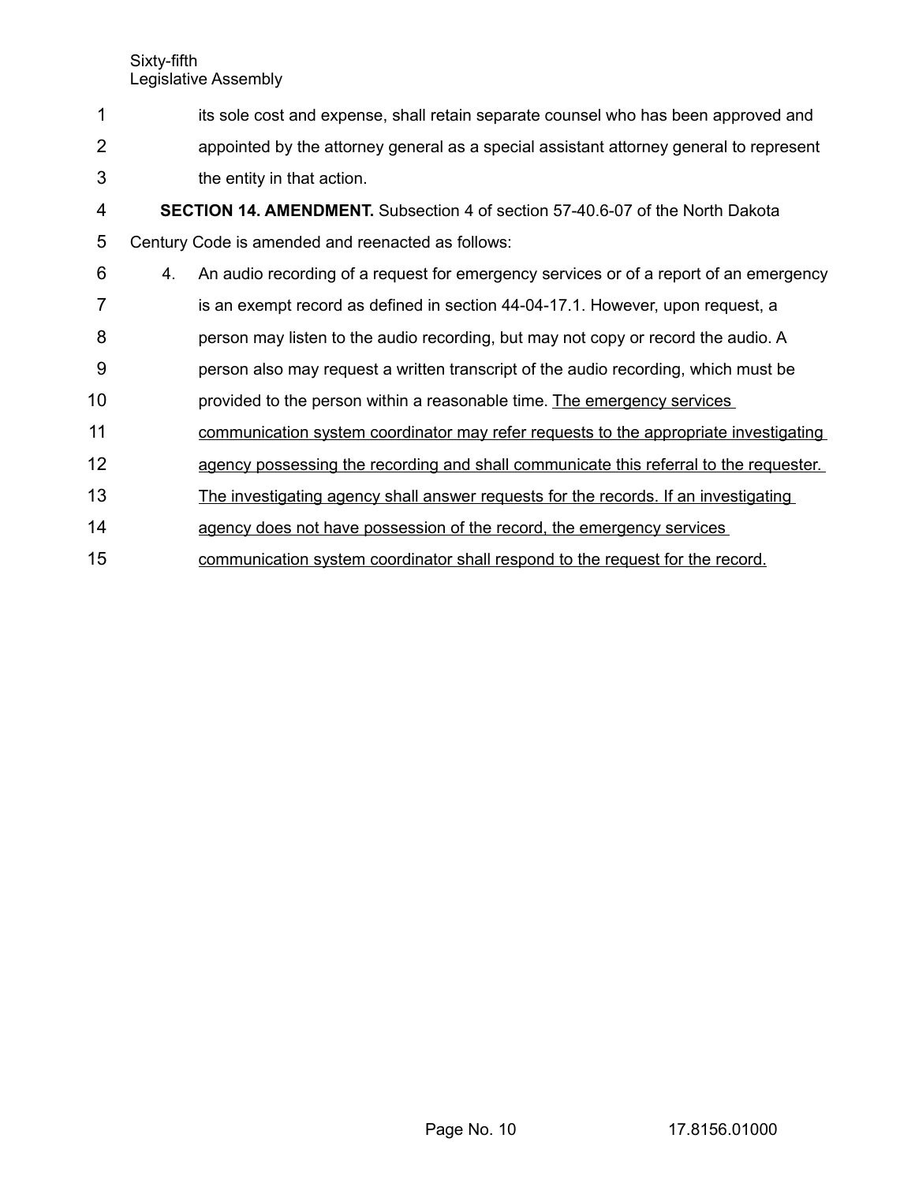its sole cost and expense, shall retain separate counsel who has been approved and appointed by the attorney general as a special assistant attorney general to represent the entity in that action.

**SECTION 14. AMENDMENT.** Subsection 4 of section 57-40.6-07 of the North Dakota Century Code is amended and reenacted as follows:

4. An audio recording of a request for emergency services or of a report of an emergency is an exempt record as defined in section 44-04-17.1. However, upon request, a person may listen to the audio recording, but may not copy or record the audio. A person also may request a written transcript of the audio recording, which must be provided to the person within a reasonable time. <u>The emergency services communication system coordinator may refer requests to the appropriate investigating agency possessing the recording and shall communicate this referral to the requester. The investigating agency shall answer requests for the records. If an investigating agency does not have possession of the record, the emergency services communication system coordinator shall respond to the request for the record.</u>